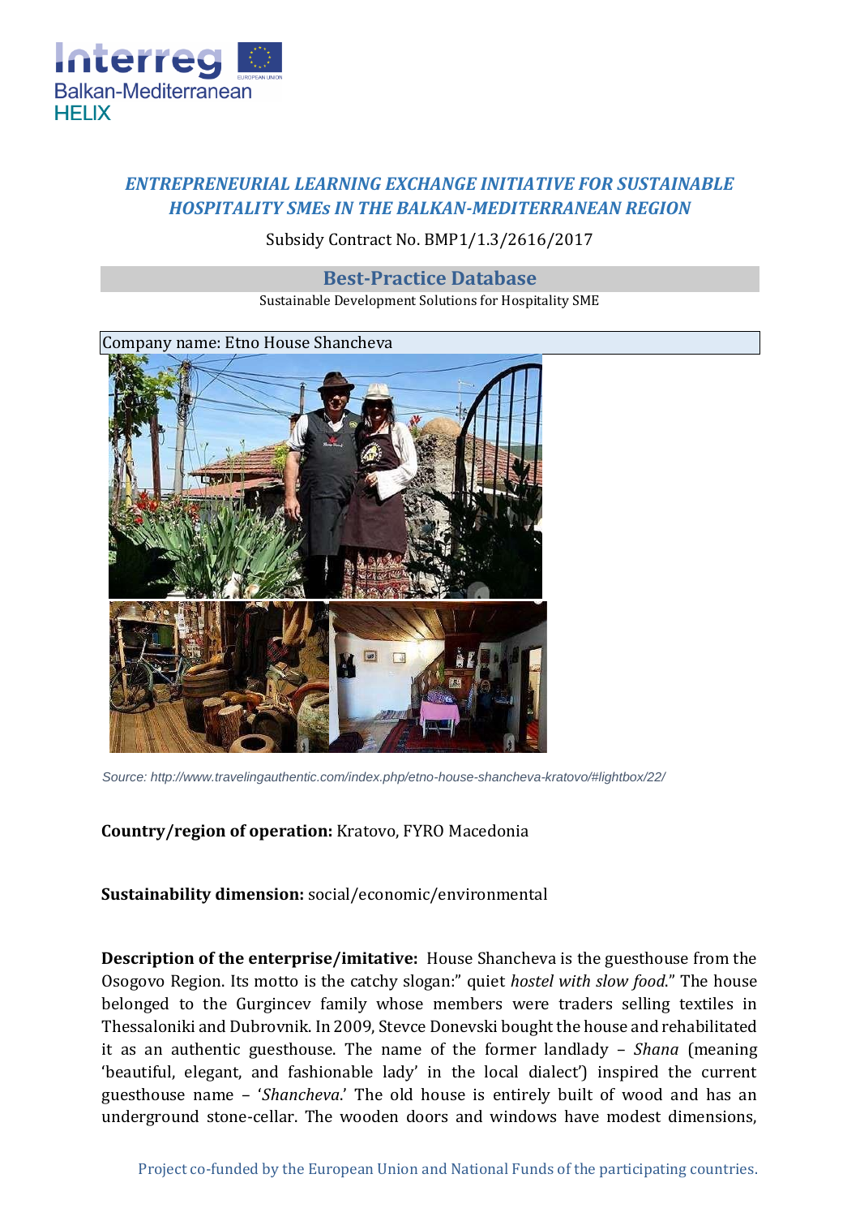# ENTREPRENEURIAL LEARNING EXCHANGE INITIATIVE FOR SUSTAINABLE HOSPITALITY SMEs IN THE BALKAN-MEDITERRANEAN REGION

Subsidy Contract No. BMP1/1.3/2616/2017

## Best-Practice Database

Sustainable Development Solutions for Hospitality SME

Company name: Etno House Shancheva

*Source: http://www.travelingauthentic.com/index.php/etno-house-shancheva-kratovo/#lightbox/22/*

**Country/region of operation:** Kratovo, FYRO Macedonia

**Sustainability dimension:** social/economic/environmental

**Description of the enterprise/imitative:** House Shancheva is the guesthouse from the Osogovo Region. Its motto is the catchy slogan:" quiet *hostel with slow food*." The house belonged to the Gurgincev family whose members were traders selling textiles in Thessaloniki and Dubrovnik. In 2009, Stevce Donevski bought the house and rehabilitated it as an authentic guesthouse. The name of the former landlady – *Shana* (meaning 'beautiful, elegant, and fashionable lady' in the local dialect') inspired the current guesthouse name – '*Shancheva*.' The old house is entirely built of wood and has an underground stone-cellar. The wooden doors and windows have modest dimensions,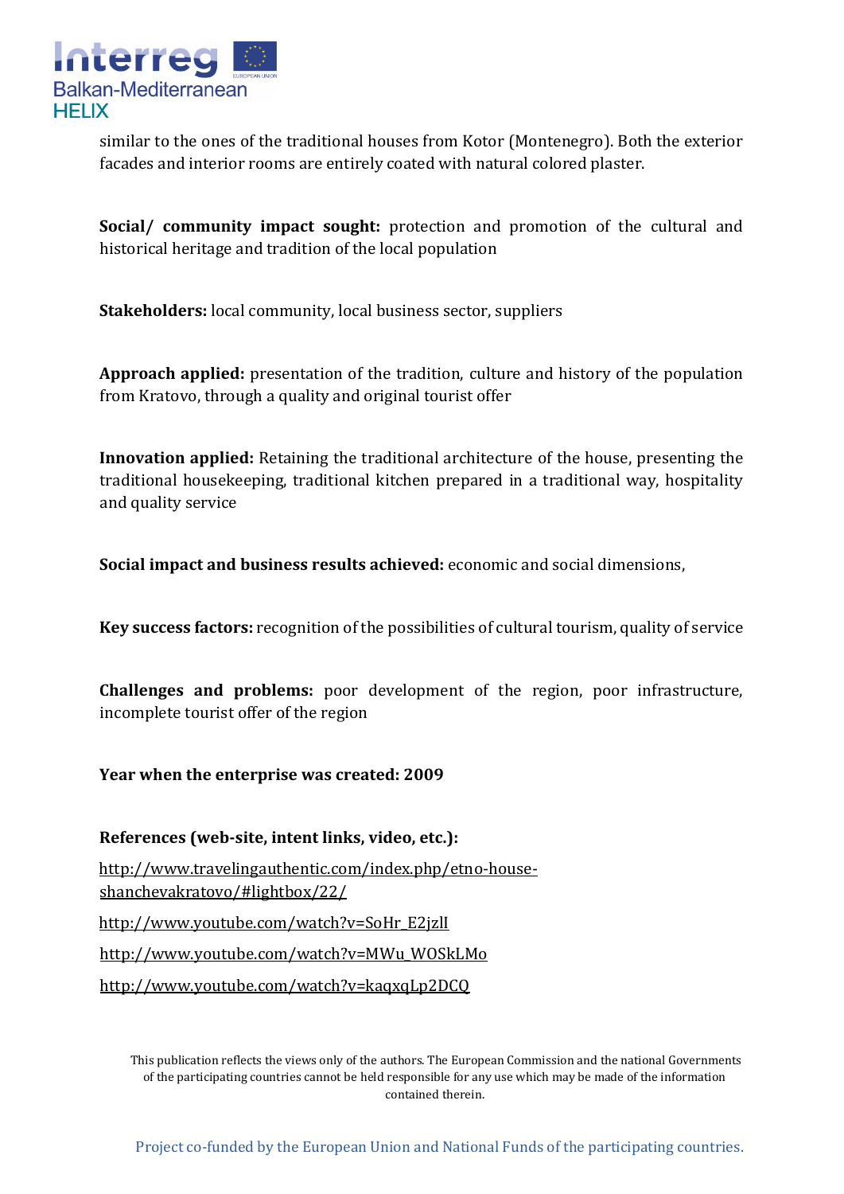similar to the ones of the traditional houses from Kotor (Montenegro). Both the exterior facades and interior rooms are entirely coated with natural colored plaster.

**Social/ community impact sought:** protection and promotion of the cultural and historical heritage and tradition of the local population

**Stakeholders:** local community, local business sector, suppliers

**Approach applied:** presentation of the tradition, culture and history of the population from Kratovo, through a quality and original tourist offer

**Innovation applied:** Retaining the traditional architecture of the house, presenting the traditional housekeeping, traditional kitchen prepared in a traditional way, hospitality and quality service

**Social impact and business results achieved:** economic and social dimensions,

**Key success factors:** recognition of the possibilities of cultural tourism, quality of service

**Challenges and problems:** poor development of the region, poor infrastructure, incomplete tourist offer of the region

**Year when the enterprise was created: 2009**

**References (web-site, intent links, video, etc.):**

http://www.travelingauthentic.com/index.php/etno-house-shanchevakratovo/#lightbox/22/

http://www.youtube.com/watch?v=SoHr_E2jzlI

http://www.youtube.com/watch?v=MWu_WOSkLMo

http://www.youtube.com/watch?v=kaqxqLp2DCQ

This publication reflects the views only of the authors. The European Commission and the national Governments of the participating countries cannot be held responsible for any use which may be made of the information contained therein.

Project co-funded by the European Union and National Funds of the participating countries.